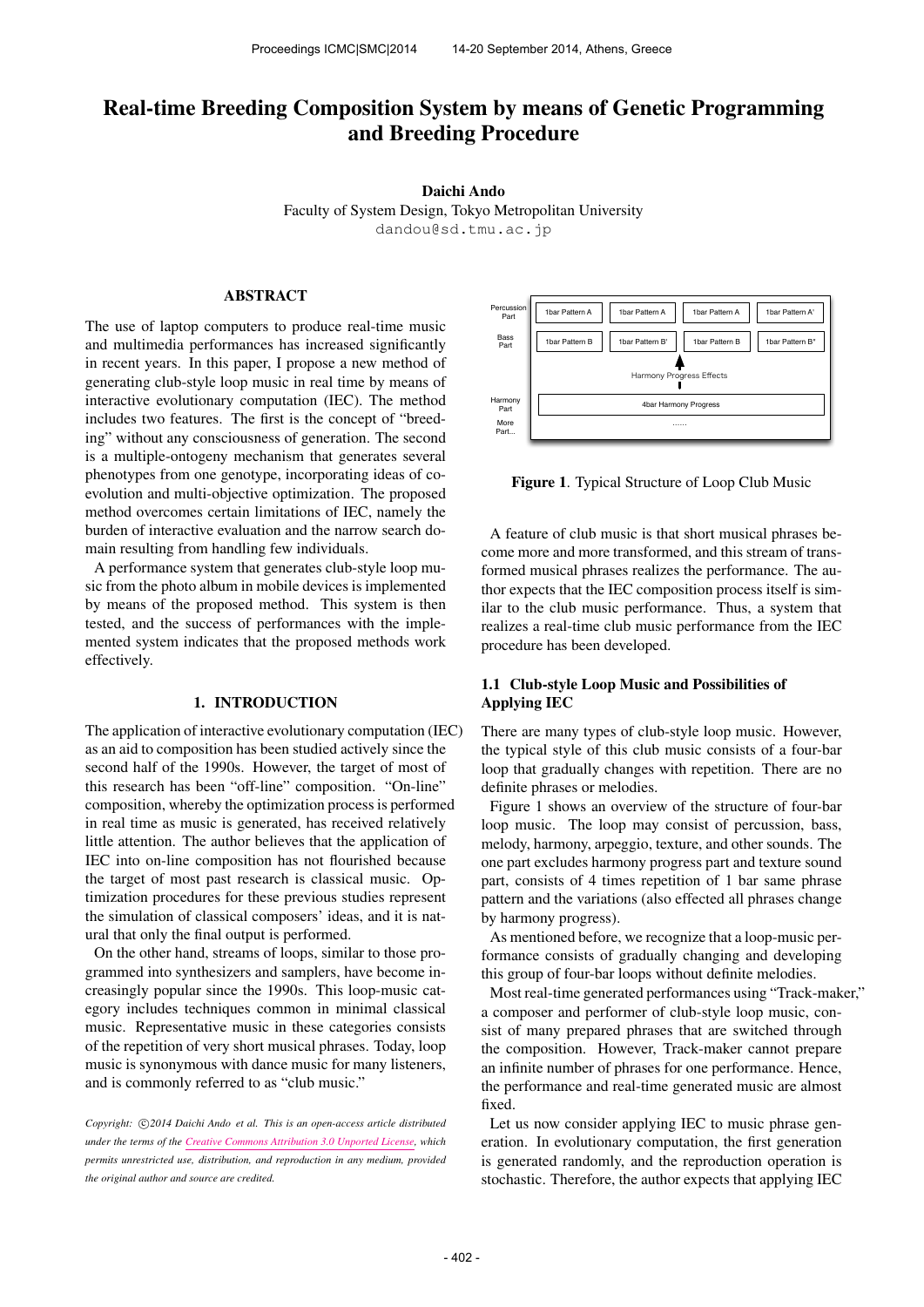# Real-time Breeding Composition System by means of Genetic Programming and Breeding Procedure

**Daichi Ando**
Faculty of System Design, Tokyo Metropolitan University
dandou@sd.tmu.ac.jp

## ABSTRACT

The use of laptop computers to produce real-time music and multimedia performances has increased significantly in recent years. In this paper, I propose a new method of generating club-style loop music in real time by means of interactive evolutionary computation (IEC). The method includes two features. The first is the concept of "breeding" without any consciousness of generation. The second is a multiple-ontogeny mechanism that generates several phenotypes from one genotype, incorporating ideas of co-evolution and multi-objective optimization. The proposed method overcomes certain limitations of IEC, namely the burden of interactive evaluation and the narrow search domain resulting from handling few individuals.

A performance system that generates club-style loop music from the photo album in mobile devices is implemented by means of the proposed method. This system is then tested, and the success of performances with the implemented system indicates that the proposed methods work effectively.

## 1. INTRODUCTION

The application of interactive evolutionary computation (IEC) as an aid to composition has been studied actively since the second half of the 1990s. However, the target of most of this research has been "off-line" composition. "On-line" composition, whereby the optimization process is performed in real time as music is generated, has received relatively little attention. The author believes that the application of IEC into on-line composition has not flourished because the target of most past research is classical music. Optimization procedures for these previous studies represent the simulation of classical composers' ideas, and it is natural that only the final output is performed.

On the other hand, streams of loops, similar to those programmed into synthesizers and samplers, have become increasingly popular since the 1990s. This loop-music category includes techniques common in minimal classical music. Representative music in these categories consists of the repetition of very short musical phrases. Today, loop music is synonymous with dance music for many listeners, and is commonly referred to as "club music."

*Copyright: ©2014 Daichi Ando et al. This is an open-access article distributed under the terms of the Creative Commons Attribution 3.0 Unported License, which permits unrestricted use, distribution, and reproduction in any medium, provided the original author and source are credited.*

| Percussion Part | 1bar Pattern A | 1bar Pattern A | 1bar Pattern A | 1bar Pattern A' |
|---|---|---|---|---|
| Bass Part | 1bar Pattern B | 1bar Pattern B' | 1bar Pattern B | 1bar Pattern B'' |
| | Harmony Progress Effects | | | |
| Harmony Part | 4bar Harmony Progress | | | |
| More Part... | ...... | | | |

**Figure 1**. Typical Structure of Loop Club Music

A feature of club music is that short musical phrases become more and more transformed, and this stream of transformed musical phrases realizes the performance. The author expects that the IEC composition process itself is similar to the club music performance. Thus, a system that realizes a real-time club music performance from the IEC procedure has been developed.

### 1.1 Club-style Loop Music and Possibilities of Applying IEC

There are many types of club-style loop music. However, the typical style of this club music consists of a four-bar loop that gradually changes with repetition. There are no definite phrases or melodies.

Figure 1 shows an overview of the structure of four-bar loop music. The loop may consist of percussion, bass, melody, harmony, arpeggio, texture, and other sounds. The one part excludes harmony progress part and texture sound part, consists of 4 times repetition of 1 bar same phrase pattern and the variations (also effected all phrases change by harmony progress).

As mentioned before, we recognize that a loop-music performance consists of gradually changing and developing this group of four-bar loops without definite melodies.

Most real-time generated performances using "Track-maker," a composer and performer of club-style loop music, consist of many prepared phrases that are switched through the composition. However, Track-maker cannot prepare an infinite number of phrases for one performance. Hence, the performance and real-time generated music are almost fixed.

Let us now consider applying IEC to music phrase generation. In evolutionary computation, the first generation is generated randomly, and the reproduction operation is stochastic. Therefore, the author expects that applying IEC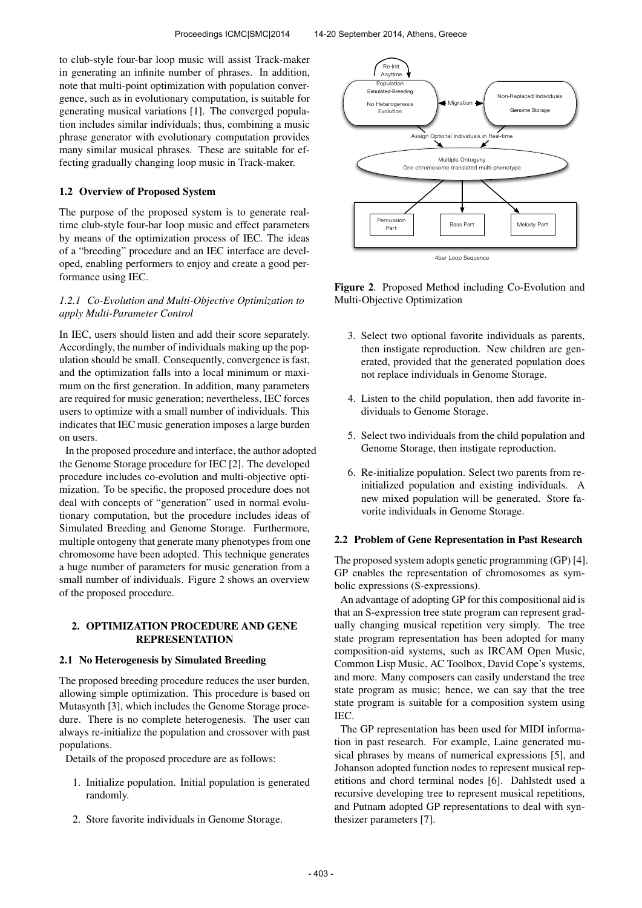to club-style four-bar loop music will assist Track-maker in generating an infinite number of phrases. In addition, note that multi-point optimization with population convergence, such as in evolutionary computation, is suitable for generating musical variations [1]. The converged population includes similar individuals; thus, combining a music phrase generator with evolutionary computation provides many similar musical phrases. These are suitable for effecting gradually changing loop music in Track-maker.

### 1.2 Overview of Proposed System

The purpose of the proposed system is to generate realtime club-style four-bar loop music and effect parameters by means of the optimization process of IEC. The ideas of a "breeding" procedure and an IEC interface are developed, enabling performers to enjoy and create a good performance using IEC.

#### *1.2.1 Co-Evolution and Multi-Objective Optimization to apply Multi-Parameter Control*

In IEC, users should listen and add their score separately. Accordingly, the number of individuals making up the population should be small. Consequently, convergence is fast, and the optimization falls into a local minimum or maximum on the first generation. In addition, many parameters are required for music generation; nevertheless, IEC forces users to optimize with a small number of individuals. This indicates that IEC music generation imposes a large burden on users.

In the proposed procedure and interface, the author adopted the Genome Storage procedure for IEC [2]. The developed procedure includes co-evolution and multi-objective optimization. To be specific, the proposed procedure does not deal with concepts of "generation" used in normal evolutionary computation, but the procedure includes ideas of Simulated Breeding and Genome Storage. Furthermore, multiple ontogeny that generate many phenotypes from one chromosome have been adopted. This technique generates a huge number of parameters for music generation from a small number of individuals. Figure 2 shows an overview of the proposed procedure.

## 2. OPTIMIZATION PROCEDURE AND GENE REPRESENTATION

### 2.1 No Heterogenesis by Simulated Breeding

The proposed breeding procedure reduces the user burden, allowing simple optimization. This procedure is based on Mutasynth [3], which includes the Genome Storage procedure. There is no complete heterogenesis. The user can always re-initialize the population and crossover with past populations.

Details of the proposed procedure are as follows:

1. Initialize population. Initial population is generated randomly.
2. Store favorite individuals in Genome Storage.
3. Select two optional favorite individuals as parents, then instigate reproduction. New children are generated, provided that the generated population does not replace individuals in Genome Storage.
4. Listen to the child population, then add favorite individuals to Genome Storage.
5. Select two individuals from the child population and Genome Storage, then instigate reproduction.
6. Re-initialize population. Select two parents from re-initialized population and existing individuals. A new mixed population will be generated. Store favorite individuals in Genome Storage.

Re-Init Anytime

Population Simulated-Breeding No Heterogenesis Evolution

Migration

Non-Replaced Individuals Genome Storage

Assign Optional Individuals in Real-time

Multiple Ontogeny One chromosome translated multi-phenotype

Percussion Part | Bass Part | Melody Part

4bar Loop Sequence

**Figure 2**. Proposed Method including Co-Evolution and Multi-Objective Optimization

### 2.2 Problem of Gene Representation in Past Research

The proposed system adopts genetic programming (GP) [4]. GP enables the representation of chromosomes as symbolic expressions (S-expressions).

An advantage of adopting GP for this compositional aid is that an S-expression tree state program can represent gradually changing musical repetition very simply. The tree state program representation has been adopted for many composition-aid systems, such as IRCAM Open Music, Common Lisp Music, AC Toolbox, David Cope's systems, and more. Many composers can easily understand the tree state program as music; hence, we can say that the tree state program is suitable for a composition system using IEC.

The GP representation has been used for MIDI information in past research. For example, Laine generated musical phrases by means of numerical expressions [5], and Johanson adopted function nodes to represent musical repetitions and chord terminal nodes [6]. Dahlstedt used a recursive developing tree to represent musical repetitions, and Putnam adopted GP representations to deal with synthesizer parameters [7].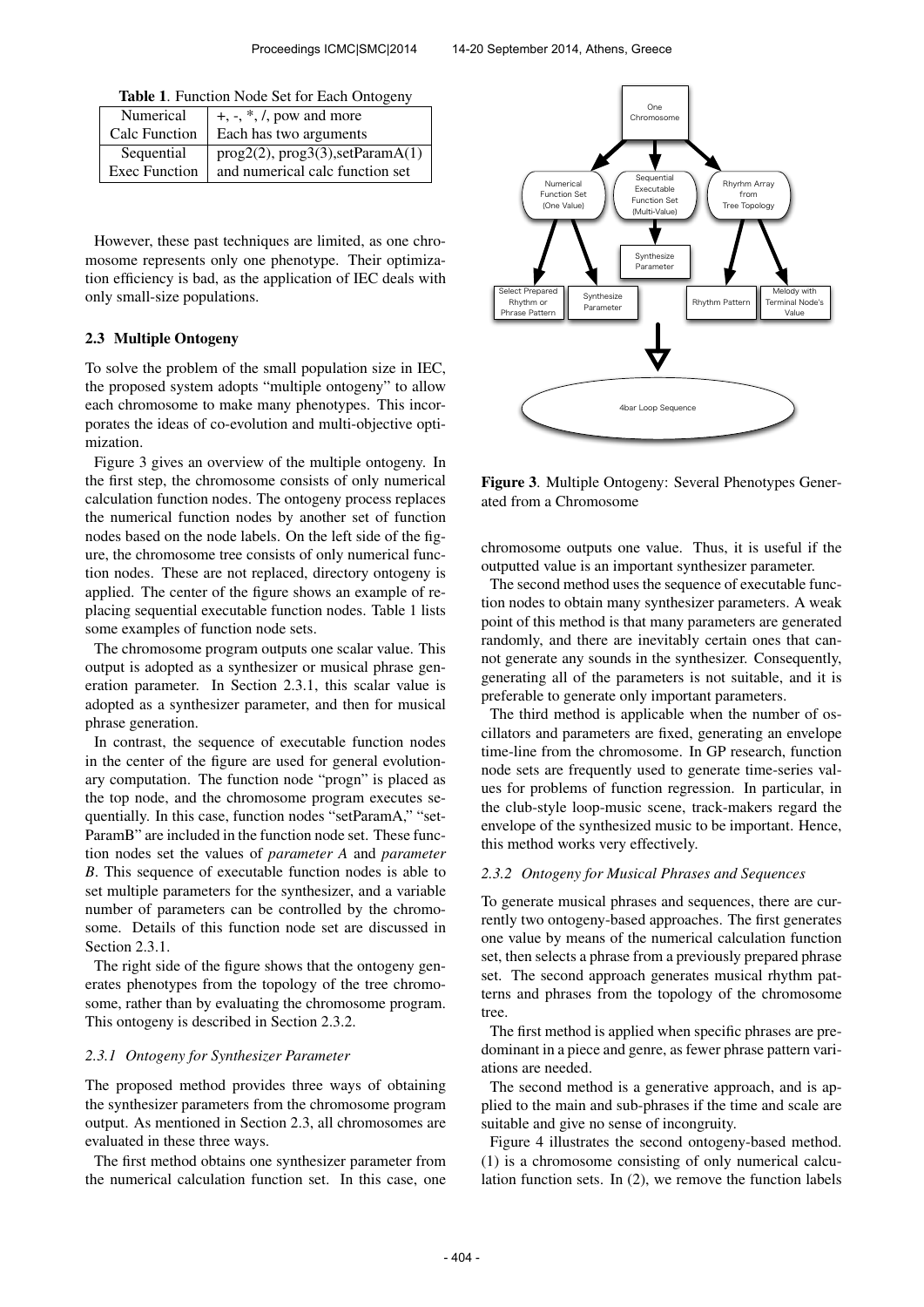**Table 1**. Function Node Set for Each Ontogeny

| Numerical | +, -, *, /, pow and more |
|---|---|
| Calc Function | Each has two arguments |
| Sequential | prog2(2), prog3(3),setParamA(1) |
| Exec Function | and numerical calc function set |

However, these past techniques are limited, as one chromosome represents only one phenotype. Their optimization efficiency is bad, as the application of IEC deals with only small-size populations.

### 2.3 Multiple Ontogeny

To solve the problem of the small population size in IEC, the proposed system adopts "multiple ontogeny" to allow each chromosome to make many phenotypes. This incorporates the ideas of co-evolution and multi-objective optimization.

Figure 3 gives an overview of the multiple ontogeny. In the first step, the chromosome consists of only numerical calculation function nodes. The ontogeny process replaces the numerical function nodes by another set of function nodes based on the node labels. On the left side of the figure, the chromosome tree consists of only numerical function nodes. These are not replaced, directory ontogeny is applied. The center of the figure shows an example of replacing sequential executable function nodes. Table 1 lists some examples of function node sets.

The chromosome program outputs one scalar value. This output is adopted as a synthesizer or musical phrase generation parameter. In Section 2.3.1, this scalar value is adopted as a synthesizer parameter, and then for musical phrase generation.

In contrast, the sequence of executable function nodes in the center of the figure are used for general evolutionary computation. The function node "progn" is placed as the top node, and the chromosome program executes sequentially. In this case, function nodes "setParamA," "setParamB" are included in the function node set. These function nodes set the values of *parameter A* and *parameter B*. This sequence of executable function nodes is able to set multiple parameters for the synthesizer, and a variable number of parameters can be controlled by the chromosome. Details of this function node set are discussed in Section 2.3.1.

The right side of the figure shows that the ontogeny generates phenotypes from the topology of the tree chromosome, rather than by evaluating the chromosome program. This ontogeny is described in Section 2.3.2.

#### *2.3.1 Ontogeny for Synthesizer Parameter*

The proposed method provides three ways of obtaining the synthesizer parameters from the chromosome program output. As mentioned in Section 2.3, all chromosomes are evaluated in these three ways.

The first method obtains one synthesizer parameter from the numerical calculation function set. In this case, one chromosome outputs one value. Thus, it is useful if the outputted value is an important synthesizer parameter.

The second method uses the sequence of executable function nodes to obtain many synthesizer parameters. A weak point of this method is that many parameters are generated randomly, and there are inevitably certain ones that cannot generate any sounds in the synthesizer. Consequently, generating all of the parameters is not suitable, and it is preferable to generate only important parameters.

The third method is applicable when the number of oscillators and parameters are fixed, generating an envelope time-line from the chromosome. In GP research, function node sets are frequently used to generate time-series values for problems of function regression. In particular, in the club-style loop-music scene, track-makers regard the envelope of the synthesized music to be important. Hence, this method works very effectively.

**Figure 3**. Multiple Ontogeny: Several Phenotypes Generated from a Chromosome

#### *2.3.2 Ontogeny for Musical Phrases and Sequences*

To generate musical phrases and sequences, there are currently two ontogeny-based approaches. The first generates one value by means of the numerical calculation function set, then selects a phrase from a previously prepared phrase set. The second approach generates musical rhythm patterns and phrases from the topology of the chromosome tree.

The first method is applied when specific phrases are predominant in a piece and genre, as fewer phrase pattern variations are needed.

The second method is a generative approach, and is applied to the main and sub-phrases if the time and scale are suitable and give no sense of incongruity.

Figure 4 illustrates the second ontogeny-based method. (1) is a chromosome consisting of only numerical calculation function sets. In (2), we remove the function labels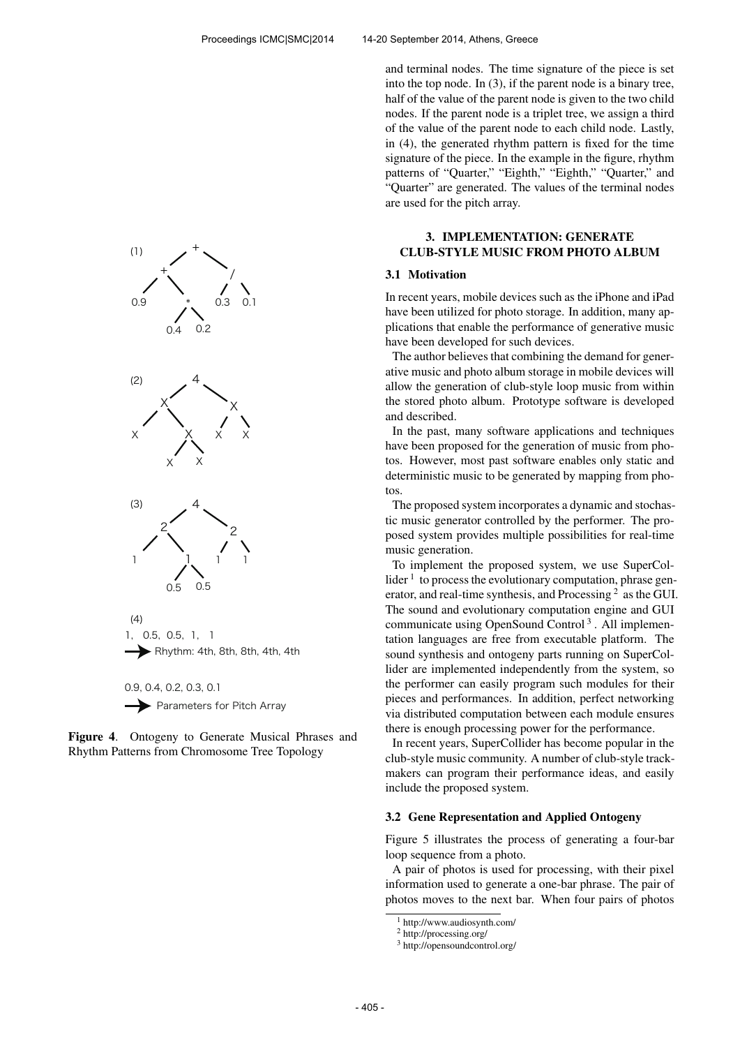and terminal nodes. The time signature of the piece is set into the top node. In (3), if the parent node is a binary tree, half of the value of the parent node is given to the two child nodes. If the parent node is a triplet tree, we assign a third of the value of the parent node to each child node. Lastly, in (4), the generated rhythm pattern is fixed for the time signature of the piece. In the example in the figure, rhythm patterns of "Quarter," "Eighth," "Eighth," "Quarter," and "Quarter" are generated. The values of the terminal nodes are used for the pitch array.

**Figure 4**. Ontogeny to Generate Musical Phrases and Rhythm Patterns from Chromosome Tree Topology

## 3. IMPLEMENTATION: GENERATE CLUB-STYLE MUSIC FROM PHOTO ALBUM

### 3.1 Motivation

In recent years, mobile devices such as the iPhone and iPad have been utilized for photo storage. In addition, many applications that enable the performance of generative music have been developed for such devices.

The author believes that combining the demand for generative music and photo album storage in mobile devices will allow the generation of club-style loop music from within the stored photo album. Prototype software is developed and described.

In the past, many software applications and techniques have been proposed for the generation of music from photos. However, most past software enables only static and deterministic music to be generated by mapping from photos.

The proposed system incorporates a dynamic and stochastic music generator controlled by the performer. The proposed system provides multiple possibilities for real-time music generation.

To implement the proposed system, we use SuperCollider [1] to process the evolutionary computation, phrase generator, and real-time synthesis, and Processing [2] as the GUI. The sound and evolutionary computation engine and GUI communicate using OpenSound Control [3]. All implementation languages are free from executable platform. The sound synthesis and ontogeny parts running on SuperCollider are implemented independently from the system, so the performer can easily program such modules for their pieces and performances. In addition, perfect networking via distributed computation between each module ensures there is enough processing power for the performance.

In recent years, SuperCollider has become popular in the club-style music community. A number of club-style trackmakers can program their performance ideas, and easily include the proposed system.

### 3.2 Gene Representation and Applied Ontogeny

Figure 5 illustrates the process of generating a four-bar loop sequence from a photo.

A pair of photos is used for processing, with their pixel information used to generate a one-bar phrase. The pair of photos moves to the next bar. When four pairs of photos

[1] http://www.audiosynth.com/
[2] http://processing.org/
[3] http://opensoundcontrol.org/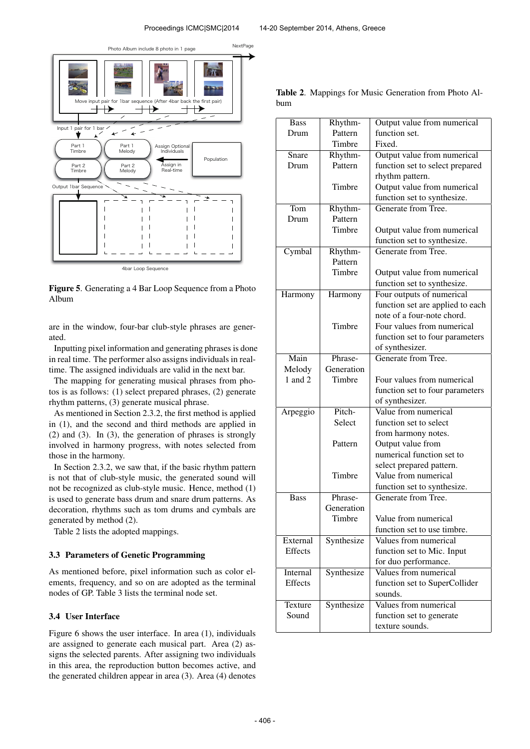Figure 5. Generating a 4 Bar Loop Sequence from a Photo Album

are in the window, four-bar club-style phrases are generated.

Inputting pixel information and generating phrases is done in real time. The performer also assigns individuals in real-time. The assigned individuals are valid in the next bar.

The mapping for generating musical phrases from photos is as follows: (1) select prepared phrases, (2) generate rhythm patterns, (3) generate musical phrase.

As mentioned in Section 2.3.2, the first method is applied in (1), and the second and third methods are applied in (2) and (3). In (3), the generation of phrases is strongly involved in harmony progress, with notes selected from those in the harmony.

In Section 2.3.2, we saw that, if the basic rhythm pattern is not that of club-style music, the generated sound will not be recognized as club-style music. Hence, method (1) is used to generate bass drum and snare drum patterns. As decoration, rhythms such as tom drums and cymbals are generated by method (2).

Table 2 lists the adopted mappings.

### 3.3 Parameters of Genetic Programming

As mentioned before, pixel information such as color elements, frequency, and so on are adopted as the terminal nodes of GP. Table 3 lists the terminal node set.

### 3.4 User Interface

Figure 6 shows the user interface. In area (1), individuals are assigned to generate each musical part. Area (2) assigns the selected parents. After assigning two individuals in this area, the reproduction button becomes active, and the generated children appear in area (3). Area (4) denotes

Table 2. Mappings for Music Generation from Photo Album

| | | |
|---|---|---|
| Bass Drum | Rhythm-Pattern | Output value from numerical function set. |
| | Timbre | Fixed. |
| Snare Drum | Rhythm-Pattern | Output value from numerical function set to select prepared rhythm pattern. |
| | Timbre | Output value from numerical function set to synthesize. |
| Tom Drum | Rhythm-Pattern | Generate from Tree. |
| | Timbre | Output value from numerical function set to synthesize. |
| Cymbal | Rhythm-Pattern | Generate from Tree. |
| | Timbre | Output value from numerical function set to synthesize. |
| Harmony | Harmony | Four outputs of numerical function set are applied to each note of a four-note chord. |
| | Timbre | Four values from numerical function set to four parameters of synthesizer. |
| Main Melody 1 and 2 | Phrase-Generation | Generate from Tree. |
| | Timbre | Four values from numerical function set to four parameters of synthesizer. |
| Arpeggio | Pitch-Select | Value from numerical function to select from harmony notes. |
| | Pattern | Output value from numerical function set to select prepared pattern. |
| | Timbre | Value from numerical function set to synthesize. |
| Bass | Phrase-Generation | Generate from Tree. |
| | Timbre | Value from numerical function set to use timbre. |
| External Effects | Synthesize | Values from numerical function set to Mic. Input for duo performance. |
| Internal Effects | Synthesize | Values from numerical function set to SuperCollider sounds. |
| Texture Sound | Synthesize | Values from numerical function set to generate texture sounds. |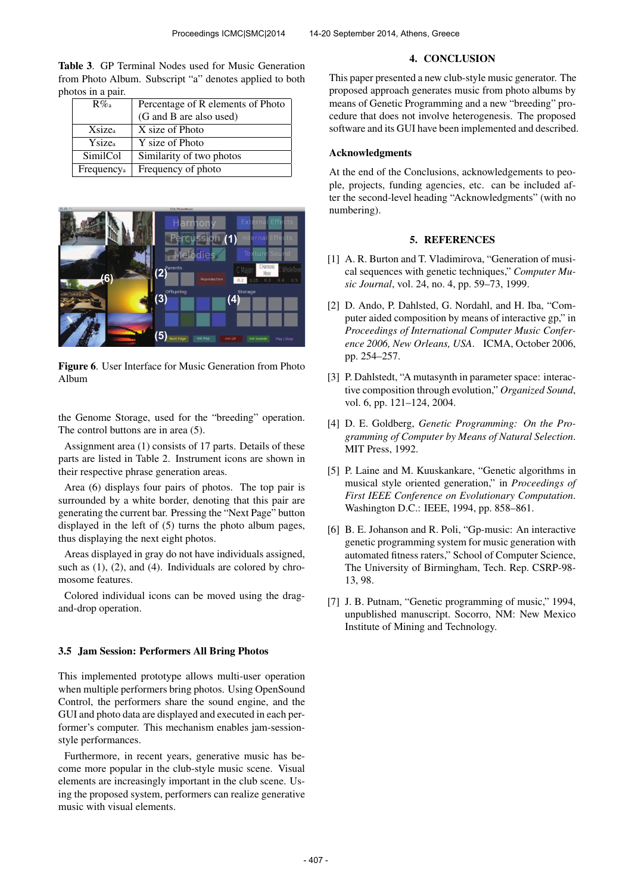**Table 3.** GP Terminal Nodes used for Music Generation from Photo Album. Subscript "a" denotes applied to both photos in a pair.

| | |
|---|---|
| $R\%_a$ | Percentage of R elements of Photo (G and B are also used) |
| $Xsize_a$ | X size of Photo |
| $Ysize_a$ | Y size of Photo |
| SimilCol | Similarity of two photos |
| $Frequency_a$ | Frequency of photo |

**Figure 6.** User Interface for Music Generation from Photo Album

the Genome Storage, used for the "breeding" operation. The control buttons are in area (5).

Assignment area (1) consists of 17 parts. Details of these parts are listed in Table 2. Instrument icons are shown in their respective phrase generation areas.

Area (6) displays four pairs of photos. The top pair is surrounded by a white border, denoting that this pair are generating the current bar. Pressing the "Next Page" button displayed in the left of (5) turns the photo album pages, thus displaying the next eight photos.

Areas displayed in gray do not have individuals assigned, such as (1), (2), and (4). Individuals are colored by chromosome features.

Colored individual icons can be moved using the drag-and-drop operation.

### 3.5 Jam Session: Performers All Bring Photos

This implemented prototype allows multi-user operation when multiple performers bring photos. Using OpenSound Control, the performers share the sound engine, and the GUI and photo data are displayed and executed in each performer's computer. This mechanism enables jam-session-style performances.

Furthermore, in recent years, generative music has become more popular in the club-style music scene. Visual elements are increasingly important in the club scene. Using the proposed system, performers can realize generative music with visual elements.

## 4. CONCLUSION

This paper presented a new club-style music generator. The proposed approach generates music from photo albums by means of Genetic Programming and a new "breeding" procedure that does not involve heterogenesis. The proposed software and its GUI have been implemented and described.

### Acknowledgments

At the end of the Conclusions, acknowledgements to people, projects, funding agencies, etc. can be included after the second-level heading "Acknowledgments" (with no numbering).

## 5. REFERENCES

[1] A. R. Burton and T. Vladimirova, "Generation of musical sequences with genetic techniques," *Computer Music Journal*, vol. 24, no. 4, pp. 59–73, 1999.

[2] D. Ando, P. Dahlsted, G. Nordahl, and H. Iba, "Computer aided composition by means of interactive gp," in *Proceedings of International Computer Music Conference 2006, New Orleans, USA*. ICMA, October 2006, pp. 254–257.

[3] P. Dahlstedt, "A mutasynth in parameter space: interactive composition through evolution," *Organized Sound*, vol. 6, pp. 121–124, 2004.

[4] D. E. Goldberg, *Genetic Programming: On the Programming of Computer by Means of Natural Selection*. MIT Press, 1992.

[5] P. Laine and M. Kuuskankare, "Genetic algorithms in musical style oriented generation," in *Proceedings of First IEEE Conference on Evolutionary Computation*. Washington D.C.: IEEE, 1994, pp. 858–861.

[6] B. E. Johanson and R. Poli, "Gp-music: An interactive genetic programming system for music generation with automated fitness raters," School of Computer Science, The University of Birmingham, Tech. Rep. CSRP-98-13, 98.

[7] J. B. Putnam, "Genetic programming of music," 1994, unpublished manuscript. Socorro, NM: New Mexico Institute of Mining and Technology.